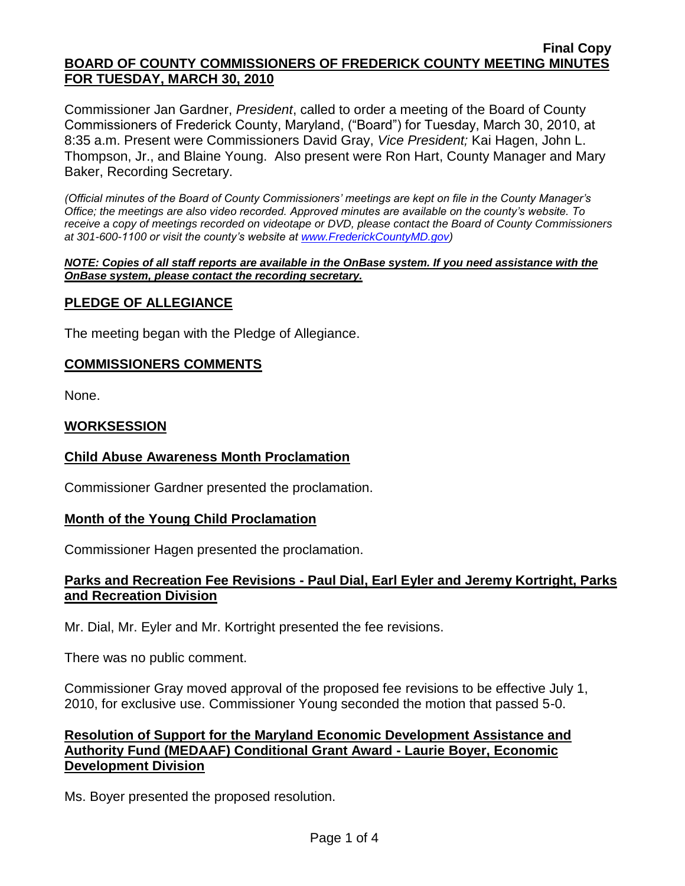**Final Copy**

# BOARD OF COUNTY COMMISSIONERS OF FREDERICK COUNTY MEETING MINUTES FOR TUESDAY, MARCH 30, 2010

Commissioner Jan Gardner, *President*, called to order a meeting of the Board of County Commissioners of Frederick County, Maryland, ("Board") for Tuesday, March 30, 2010, at 8:35 a.m. Present were Commissioners David Gray, *Vice President;* Kai Hagen, John L. Thompson, Jr., and Blaine Young. Also present were Ron Hart, County Manager and Mary Baker, Recording Secretary.

*(Official minutes of the Board of County Commissioners' meetings are kept on file in the County Manager's Office; the meetings are also video recorded. Approved minutes are available on the county's website. To receive a copy of meetings recorded on videotape or DVD, please contact the Board of County Commissioners at 301-600-1100 or visit the county's website at [www.FrederickCountyMD.gov](www.FrederickCountyMD.gov))*

***NOTE: Copies of all staff reports are available in the OnBase system. If you need assistance with the OnBase system, please contact the recording secretary.***

## PLEDGE OF ALLEGIANCE

The meeting began with the Pledge of Allegiance.

## COMMISSIONERS COMMENTS

None.

## WORKSESSION

### Child Abuse Awareness Month Proclamation

Commissioner Gardner presented the proclamation.

### Month of the Young Child Proclamation

Commissioner Hagen presented the proclamation.

### Parks and Recreation Fee Revisions - Paul Dial, Earl Eyler and Jeremy Kortright, Parks and Recreation Division

Mr. Dial, Mr. Eyler and Mr. Kortright presented the fee revisions.

There was no public comment.

Commissioner Gray moved approval of the proposed fee revisions to be effective July 1, 2010, for exclusive use. Commissioner Young seconded the motion that passed 5-0.

### Resolution of Support for the Maryland Economic Development Assistance and Authority Fund (MEDAAF) Conditional Grant Award - Laurie Boyer, Economic Development Division

Ms. Boyer presented the proposed resolution.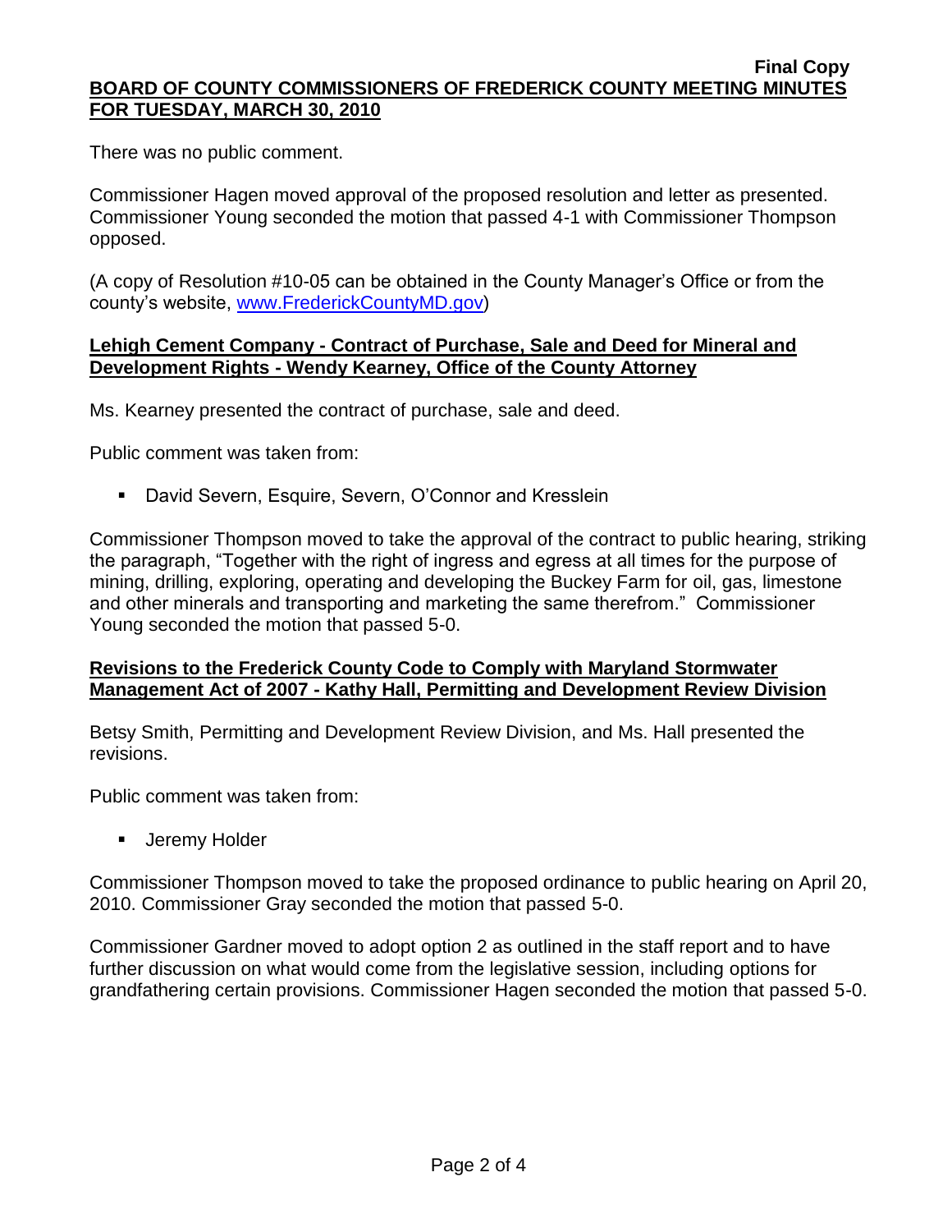There was no public comment.

Commissioner Hagen moved approval of the proposed resolution and letter as presented. Commissioner Young seconded the motion that passed 4-1 with Commissioner Thompson opposed.

(A copy of Resolution #10-05 can be obtained in the County Manager's Office or from the county's website, [www.FrederickCountyMD.gov](http://www.FrederickCountyMD.gov))

**Lehigh Cement Company - Contract of Purchase, Sale and Deed for Mineral and Development Rights - Wendy Kearney, Office of the County Attorney**

Ms. Kearney presented the contract of purchase, sale and deed.

Public comment was taken from:

- David Severn, Esquire, Severn, O'Connor and Kresslein

Commissioner Thompson moved to take the approval of the contract to public hearing, striking the paragraph, "Together with the right of ingress and egress at all times for the purpose of mining, drilling, exploring, operating and developing the Buckey Farm for oil, gas, limestone and other minerals and transporting and marketing the same therefrom." Commissioner Young seconded the motion that passed 5-0.

**Revisions to the Frederick County Code to Comply with Maryland Stormwater Management Act of 2007 - Kathy Hall, Permitting and Development Review Division**

Betsy Smith, Permitting and Development Review Division, and Ms. Hall presented the revisions.

Public comment was taken from:

- Jeremy Holder

Commissioner Thompson moved to take the proposed ordinance to public hearing on April 20, 2010. Commissioner Gray seconded the motion that passed 5-0.

Commissioner Gardner moved to adopt option 2 as outlined in the staff report and to have further discussion on what would come from the legislative session, including options for grandfathering certain provisions. Commissioner Hagen seconded the motion that passed 5-0.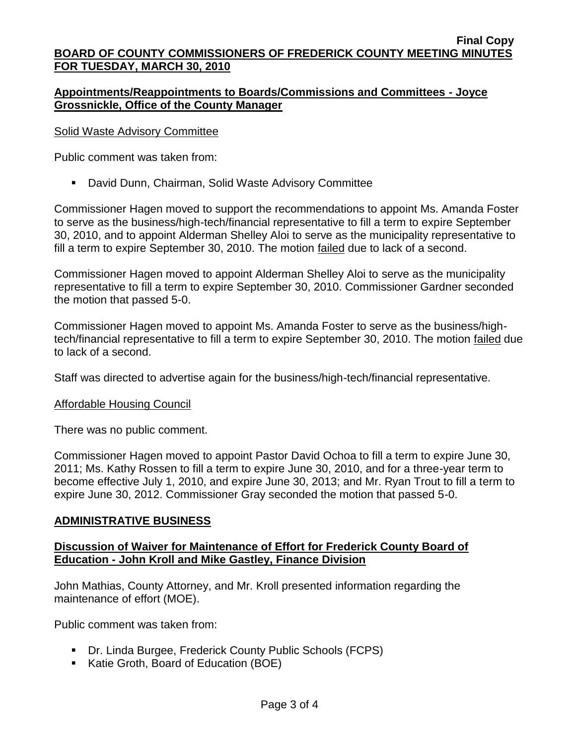## Appointments/Reappointments to Boards/Commissions and Committees - Joyce Grossnickle, Office of the County Manager

Solid Waste Advisory Committee

Public comment was taken from:

- David Dunn, Chairman, Solid Waste Advisory Committee

Commissioner Hagen moved to support the recommendations to appoint Ms. Amanda Foster to serve as the business/high-tech/financial representative to fill a term to expire September 30, 2010, and to appoint Alderman Shelley Aloi to serve as the municipality representative to fill a term to expire September 30, 2010. The motion failed due to lack of a second.

Commissioner Hagen moved to appoint Alderman Shelley Aloi to serve as the municipality representative to fill a term to expire September 30, 2010. Commissioner Gardner seconded the motion that passed 5-0.

Commissioner Hagen moved to appoint Ms. Amanda Foster to serve as the business/high-tech/financial representative to fill a term to expire September 30, 2010. The motion failed due to lack of a second.

Staff was directed to advertise again for the business/high-tech/financial representative.

Affordable Housing Council

There was no public comment.

Commissioner Hagen moved to appoint Pastor David Ochoa to fill a term to expire June 30, 2011; Ms. Kathy Rossen to fill a term to expire June 30, 2010, and for a three-year term to become effective July 1, 2010, and expire June 30, 2013; and Mr. Ryan Trout to fill a term to expire June 30, 2012. Commissioner Gray seconded the motion that passed 5-0.

## ADMINISTRATIVE BUSINESS

## Discussion of Waiver for Maintenance of Effort for Frederick County Board of Education - John Kroll and Mike Gastley, Finance Division

John Mathias, County Attorney, and Mr. Kroll presented information regarding the maintenance of effort (MOE).

Public comment was taken from:

- Dr. Linda Burgee, Frederick County Public Schools (FCPS)
- Katie Groth, Board of Education (BOE)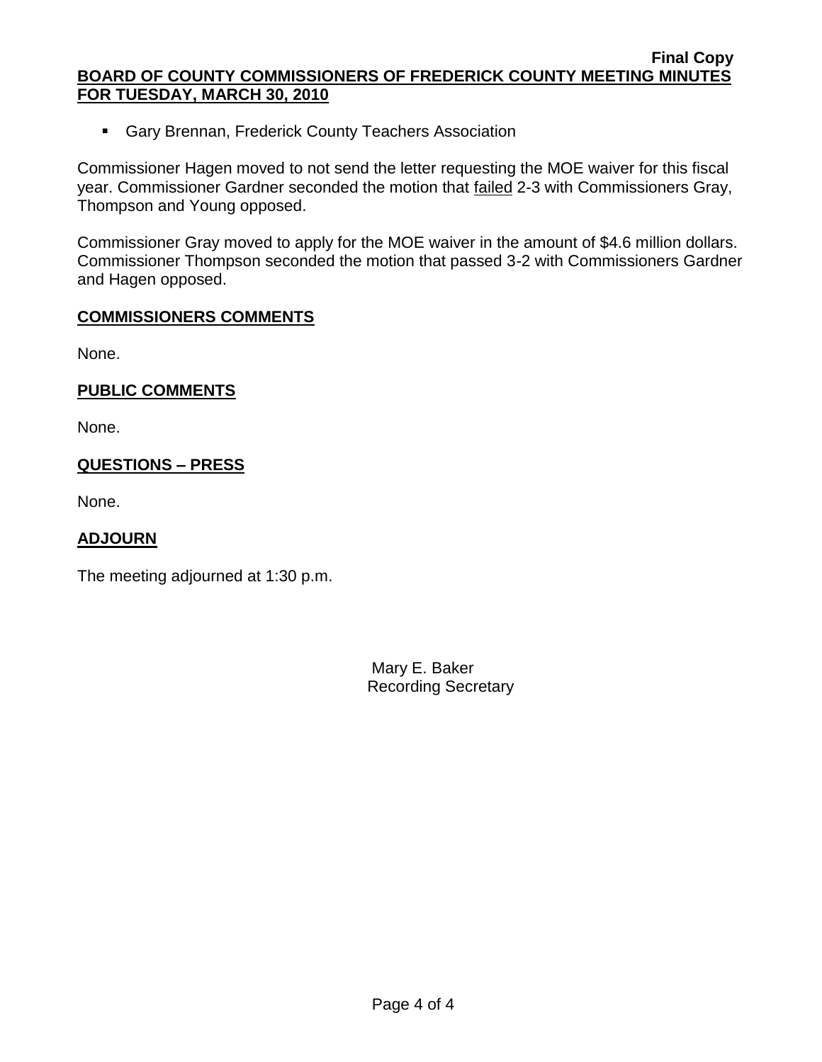- Gary Brennan, Frederick County Teachers Association

Commissioner Hagen moved to not send the letter requesting the MOE waiver for this fiscal year. Commissioner Gardner seconded the motion that failed 2-3 with Commissioners Gray, Thompson and Young opposed.

Commissioner Gray moved to apply for the MOE waiver in the amount of $4.6 million dollars. Commissioner Thompson seconded the motion that passed 3-2 with Commissioners Gardner and Hagen opposed.

## COMMISSIONERS COMMENTS

None.

## PUBLIC COMMENTS

None.

## QUESTIONS – PRESS

None.

## ADJOURN

The meeting adjourned at 1:30 p.m.

Mary E. Baker
Recording Secretary